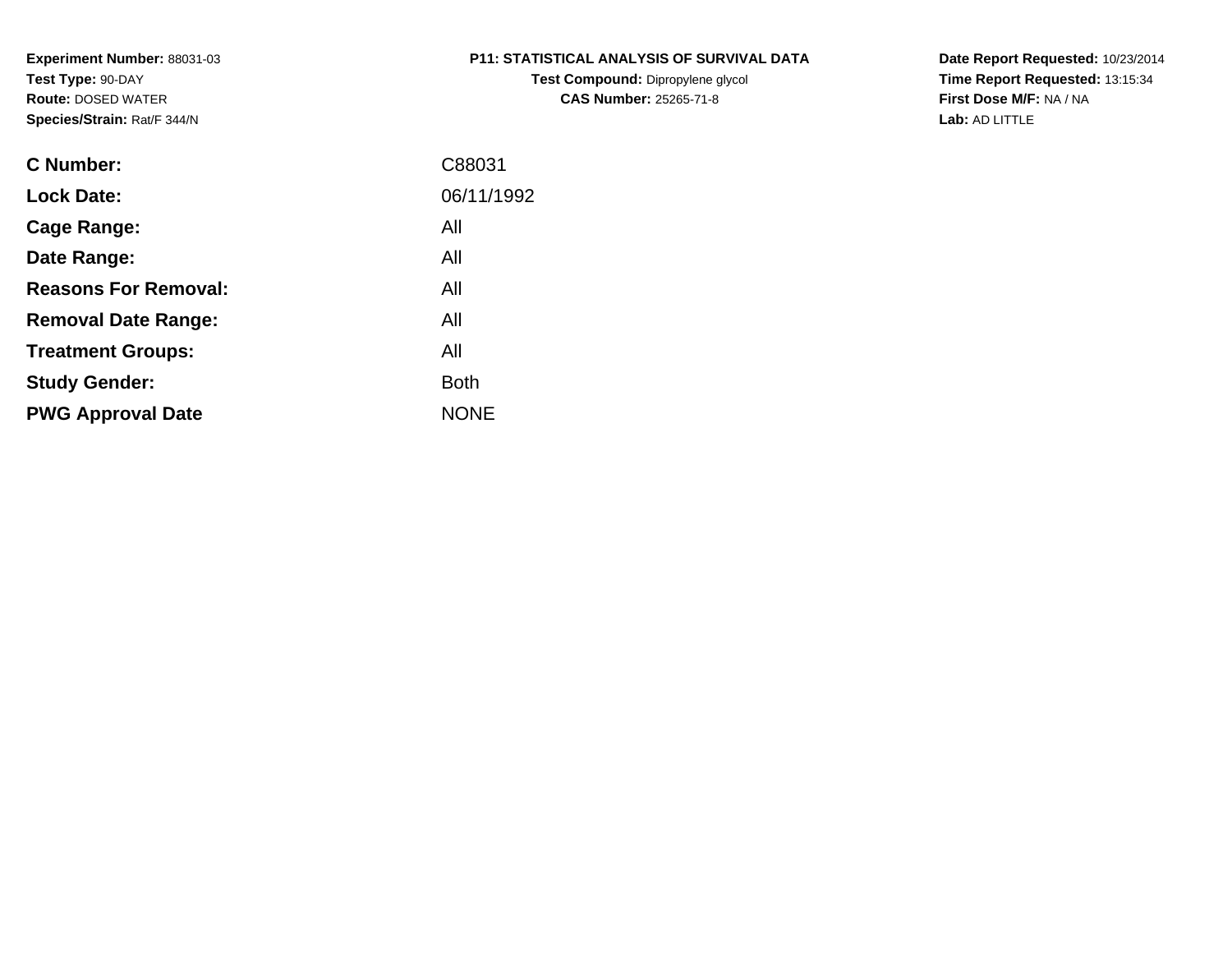**Experiment Number:** 88031-03
**Test Type:** 90-DAY
**Route:** DOSED WATER
**Species/Strain:** Rat/F 344/N

**P11: STATISTICAL ANALYSIS OF SURVIVAL DATA**
**Test Compound:** Dipropylene glycol
**CAS Number:** 25265-71-8

**Date Report Requested:** 10/23/2014
**Time Report Requested:** 13:15:34
**First Dose M/F:** NA / NA
**Lab:** AD LITTLE

| | |
|---|---|
| **C Number:** | C88031 |
| **Lock Date:** | 06/11/1992 |
| **Cage Range:** | All |
| **Date Range:** | All |
| **Reasons For Removal:** | All |
| **Removal Date Range:** | All |
| **Treatment Groups:** | All |
| **Study Gender:** | Both |
| **PWG Approval Date** | NONE |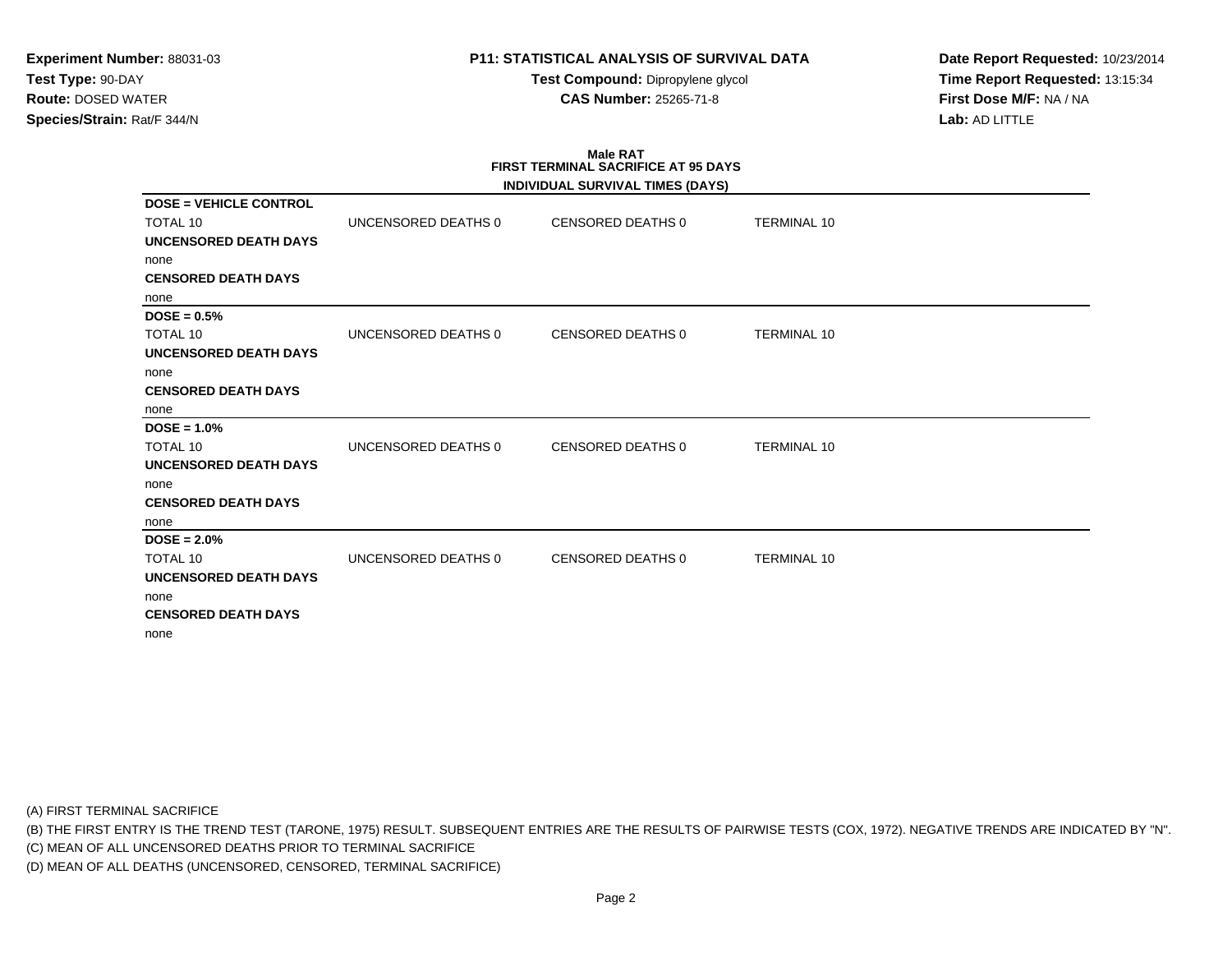**Experiment Number:** 88031-03
**Test Type:** 90-DAY
**Route:** DOSED WATER
**Species/Strain:** Rat/F 344/N

**P11: STATISTICAL ANALYSIS OF SURVIVAL DATA**
**Test Compound:** Dipropylene glycol
**CAS Number:** 25265-71-8

**Date Report Requested:** 10/23/2014
**Time Report Requested:** 13:15:34
**First Dose M/F:** NA / NA
**Lab:** AD LITTLE

**Male RAT**
**FIRST TERMINAL SACRIFICE AT 95 DAYS**
**INDIVIDUAL SURVIVAL TIMES (DAYS)**

**DOSE = VEHICLE CONTROL**

| TOTAL 10 | UNCENSORED DEATHS 0 | CENSORED DEATHS 0 | TERMINAL 10 |
|---|---|---|---|

**UNCENSORED DEATH DAYS**
none
**CENSORED DEATH DAYS**
none

**DOSE = 0.5%**

| TOTAL 10 | UNCENSORED DEATHS 0 | CENSORED DEATHS 0 | TERMINAL 10 |
|---|---|---|---|

**UNCENSORED DEATH DAYS**
none
**CENSORED DEATH DAYS**
none

**DOSE = 1.0%**

| TOTAL 10 | UNCENSORED DEATHS 0 | CENSORED DEATHS 0 | TERMINAL 10 |
|---|---|---|---|

**UNCENSORED DEATH DAYS**
none
**CENSORED DEATH DAYS**
none

**DOSE = 2.0%**

| TOTAL 10 | UNCENSORED DEATHS 0 | CENSORED DEATHS 0 | TERMINAL 10 |
|---|---|---|---|

**UNCENSORED DEATH DAYS**
none
**CENSORED DEATH DAYS**
none

(A) FIRST TERMINAL SACRIFICE
(B) THE FIRST ENTRY IS THE TREND TEST (TARONE, 1975) RESULT. SUBSEQUENT ENTRIES ARE THE RESULTS OF PAIRWISE TESTS (COX, 1972). NEGATIVE TRENDS ARE INDICATED BY "N".
(C) MEAN OF ALL UNCENSORED DEATHS PRIOR TO TERMINAL SACRIFICE
(D) MEAN OF ALL DEATHS (UNCENSORED, CENSORED, TERMINAL SACRIFICE)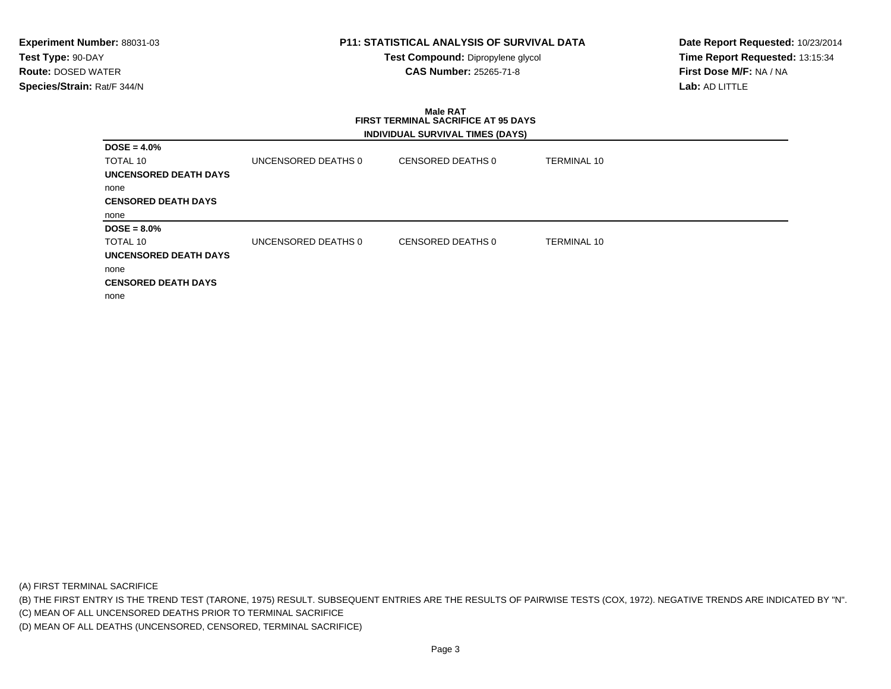**Experiment Number:** 88031-03
**Test Type:** 90-DAY
**Route:** DOSED WATER
**Species/Strain:** Rat/F 344/N

**P11: STATISTICAL ANALYSIS OF SURVIVAL DATA**
**Test Compound:** Dipropylene glycol
**CAS Number:** 25265-71-8

**Date Report Requested:** 10/23/2014
**Time Report Requested:** 13:15:34
**First Dose M/F:** NA / NA
**Lab:** AD LITTLE

**Male RAT**
**FIRST TERMINAL SACRIFICE AT 95 DAYS**

**INDIVIDUAL SURVIVAL TIMES (DAYS)**

**DOSE = 4.0%**

| TOTAL 10 | UNCENSORED DEATHS 0 | CENSORED DEATHS 0 | TERMINAL 10 |
|---|---|---|---|

**UNCENSORED DEATH DAYS**

none

**CENSORED DEATH DAYS**

none

**DOSE = 8.0%**

| TOTAL 10 | UNCENSORED DEATHS 0 | CENSORED DEATHS 0 | TERMINAL 10 |
|---|---|---|---|

**UNCENSORED DEATH DAYS**

none

**CENSORED DEATH DAYS**

none

(A) FIRST TERMINAL SACRIFICE
(B) THE FIRST ENTRY IS THE TREND TEST (TARONE, 1975) RESULT. SUBSEQUENT ENTRIES ARE THE RESULTS OF PAIRWISE TESTS (COX, 1972). NEGATIVE TRENDS ARE INDICATED BY "N".
(C) MEAN OF ALL UNCENSORED DEATHS PRIOR TO TERMINAL SACRIFICE
(D) MEAN OF ALL DEATHS (UNCENSORED, CENSORED, TERMINAL SACRIFICE)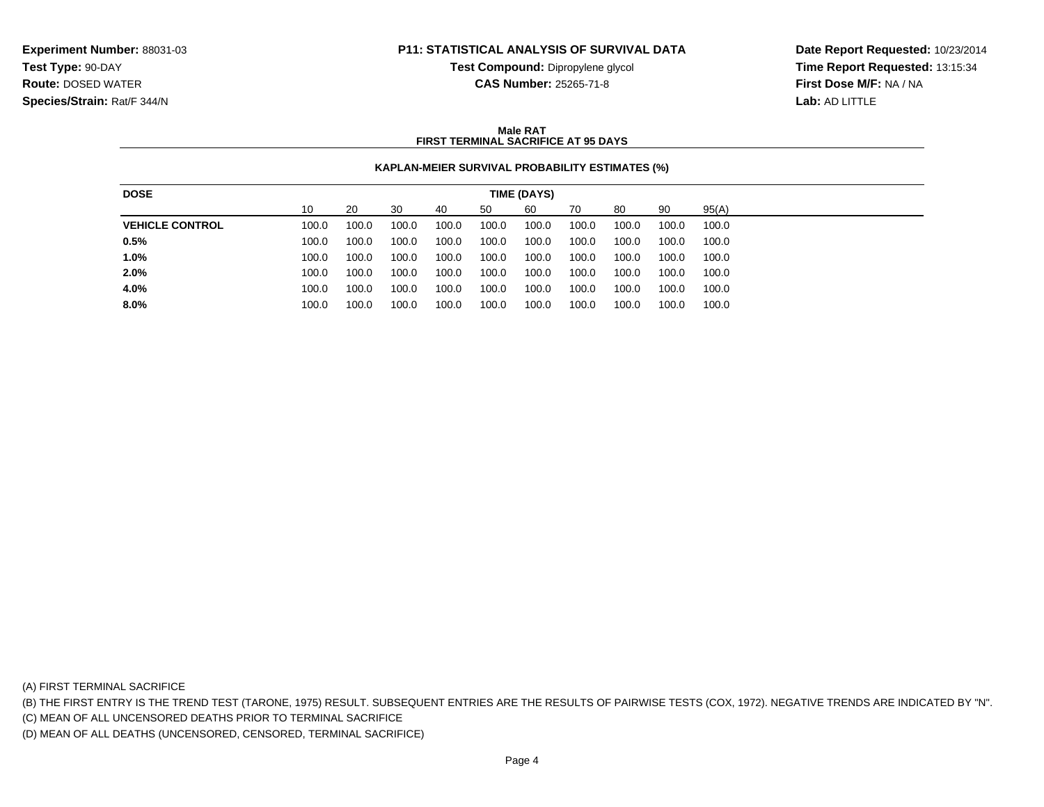**Experiment Number:** 88031-03
**Test Type:** 90-DAY
**Route:** DOSED WATER
**Species/Strain:** Rat/F 344/N

**P11: STATISTICAL ANALYSIS OF SURVIVAL DATA**
**Test Compound:** Dipropylene glycol
**CAS Number:** 25265-71-8

**Date Report Requested:** 10/23/2014
**Time Report Requested:** 13:15:34
**First Dose M/F:** NA / NA
**Lab:** AD LITTLE

**Male RAT**
**FIRST TERMINAL SACRIFICE AT 95 DAYS**

**KAPLAN-MEIER SURVIVAL PROBABILITY ESTIMATES (%)**

| DOSE | TIME (DAYS) | | | | | | | | | |
|---|---|---|---|---|---|---|---|---|---|---|
| | 10 | 20 | 30 | 40 | 50 | 60 | 70 | 80 | 90 | 95(A) |
| **VEHICLE CONTROL** | 100.0 | 100.0 | 100.0 | 100.0 | 100.0 | 100.0 | 100.0 | 100.0 | 100.0 | 100.0 |
| **0.5%** | 100.0 | 100.0 | 100.0 | 100.0 | 100.0 | 100.0 | 100.0 | 100.0 | 100.0 | 100.0 |
| **1.0%** | 100.0 | 100.0 | 100.0 | 100.0 | 100.0 | 100.0 | 100.0 | 100.0 | 100.0 | 100.0 |
| **2.0%** | 100.0 | 100.0 | 100.0 | 100.0 | 100.0 | 100.0 | 100.0 | 100.0 | 100.0 | 100.0 |
| **4.0%** | 100.0 | 100.0 | 100.0 | 100.0 | 100.0 | 100.0 | 100.0 | 100.0 | 100.0 | 100.0 |
| **8.0%** | 100.0 | 100.0 | 100.0 | 100.0 | 100.0 | 100.0 | 100.0 | 100.0 | 100.0 | 100.0 |

(A) FIRST TERMINAL SACRIFICE
(B) THE FIRST ENTRY IS THE TREND TEST (TARONE, 1975) RESULT. SUBSEQUENT ENTRIES ARE THE RESULTS OF PAIRWISE TESTS (COX, 1972). NEGATIVE TRENDS ARE INDICATED BY "N".
(C) MEAN OF ALL UNCENSORED DEATHS PRIOR TO TERMINAL SACRIFICE
(D) MEAN OF ALL DEATHS (UNCENSORED, CENSORED, TERMINAL SACRIFICE)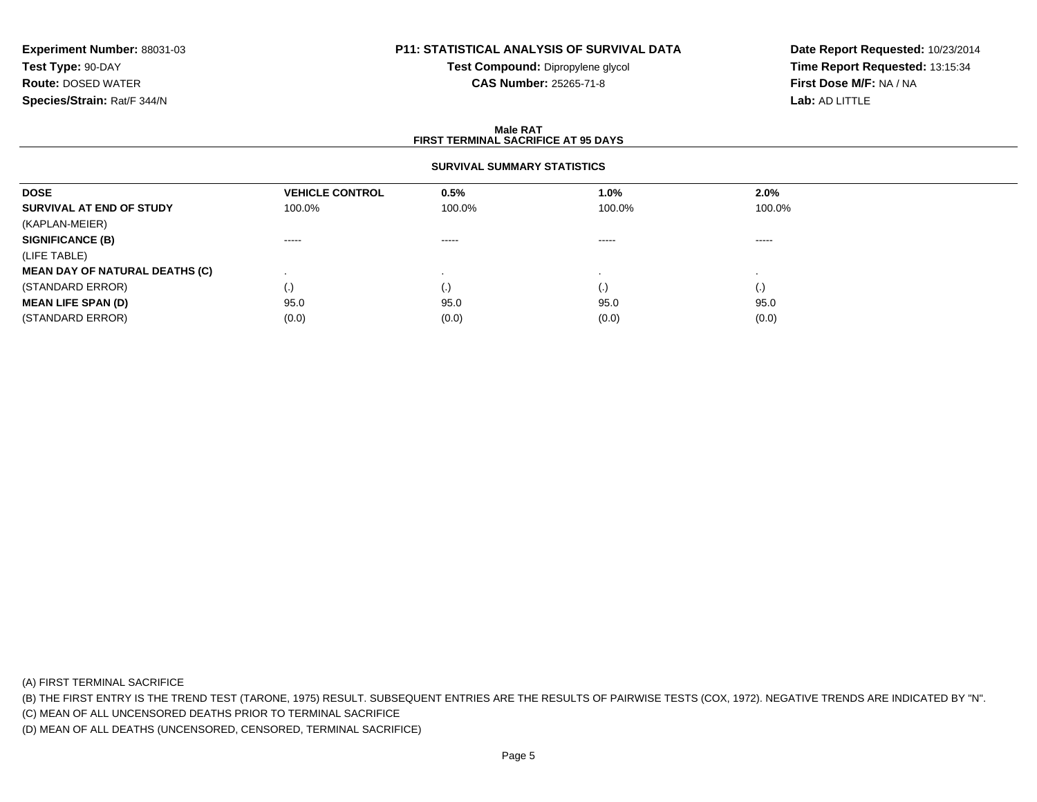**Experiment Number:** 88031-03
**Test Type:** 90-DAY
**Route:** DOSED WATER
**Species/Strain:** Rat/F 344/N

**P11: STATISTICAL ANALYSIS OF SURVIVAL DATA**
**Test Compound:** Dipropylene glycol
**CAS Number:** 25265-71-8

**Date Report Requested:** 10/23/2014
**Time Report Requested:** 13:15:34
**First Dose M/F:** NA / NA
**Lab:** AD LITTLE

## Male RAT
## FIRST TERMINAL SACRIFICE AT 95 DAYS

### SURVIVAL SUMMARY STATISTICS

| **DOSE** | **VEHICLE CONTROL** | **0.5%** | **1.0%** | **2.0%** |
|---|---|---|---|---|
| **SURVIVAL AT END OF STUDY** | 100.0% | 100.0% | 100.0% | 100.0% |
| (KAPLAN-MEIER) | | | | |
| **SIGNIFICANCE (B)** | ----- | ----- | ----- | ----- |
| (LIFE TABLE) | | | | |
| **MEAN DAY OF NATURAL DEATHS (C)** | . | . | . | . |
| (STANDARD ERROR) | (.) | (.) | (.) | (.) |
| **MEAN LIFE SPAN (D)** | 95.0 | 95.0 | 95.0 | 95.0 |
| (STANDARD ERROR) | (0.0) | (0.0) | (0.0) | (0.0) |

(A) FIRST TERMINAL SACRIFICE
(B) THE FIRST ENTRY IS THE TREND TEST (TARONE, 1975) RESULT. SUBSEQUENT ENTRIES ARE THE RESULTS OF PAIRWISE TESTS (COX, 1972). NEGATIVE TRENDS ARE INDICATED BY "N".
(C) MEAN OF ALL UNCENSORED DEATHS PRIOR TO TERMINAL SACRIFICE
(D) MEAN OF ALL DEATHS (UNCENSORED, CENSORED, TERMINAL SACRIFICE)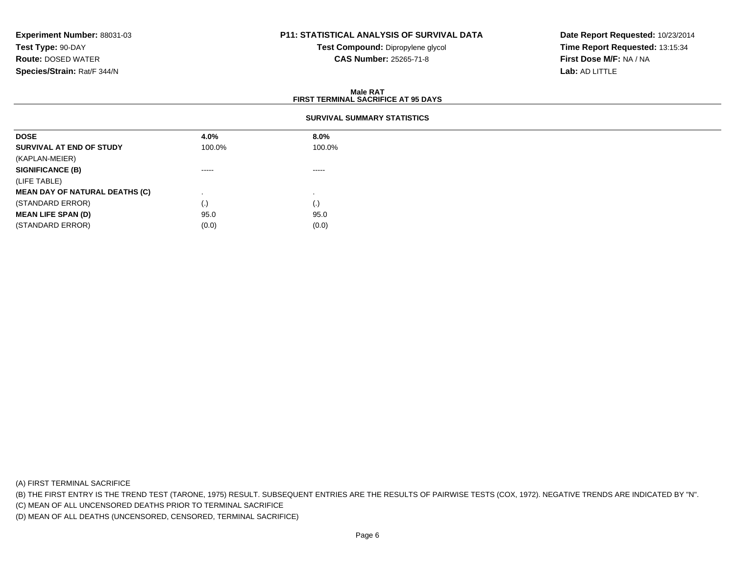**Experiment Number:** 88031-03
**Test Type:** 90-DAY
**Route:** DOSED WATER
**Species/Strain:** Rat/F 344/N

**P11: STATISTICAL ANALYSIS OF SURVIVAL DATA**
**Test Compound:** Dipropylene glycol
**CAS Number:** 25265-71-8

**Date Report Requested:** 10/23/2014
**Time Report Requested:** 13:15:34
**First Dose M/F:** NA / NA
**Lab:** AD LITTLE

**Male RAT**
**FIRST TERMINAL SACRIFICE AT 95 DAYS**

**SURVIVAL SUMMARY STATISTICS**

| **DOSE** | **4.0%** | **8.0%** |
|---|---|---|
| **SURVIVAL AT END OF STUDY** | 100.0% | 100.0% |
| (KAPLAN-MEIER) | | |
| **SIGNIFICANCE (B)** | ----- | ----- |
| (LIFE TABLE) | | |
| **MEAN DAY OF NATURAL DEATHS (C)** | . | . |
| (STANDARD ERROR) | (.) | (.) |
| **MEAN LIFE SPAN (D)** | 95.0 | 95.0 |
| (STANDARD ERROR) | (0.0) | (0.0) |

(A) FIRST TERMINAL SACRIFICE
(B) THE FIRST ENTRY IS THE TREND TEST (TARONE, 1975) RESULT. SUBSEQUENT ENTRIES ARE THE RESULTS OF PAIRWISE TESTS (COX, 1972). NEGATIVE TRENDS ARE INDICATED BY "N".
(C) MEAN OF ALL UNCENSORED DEATHS PRIOR TO TERMINAL SACRIFICE
(D) MEAN OF ALL DEATHS (UNCENSORED, CENSORED, TERMINAL SACRIFICE)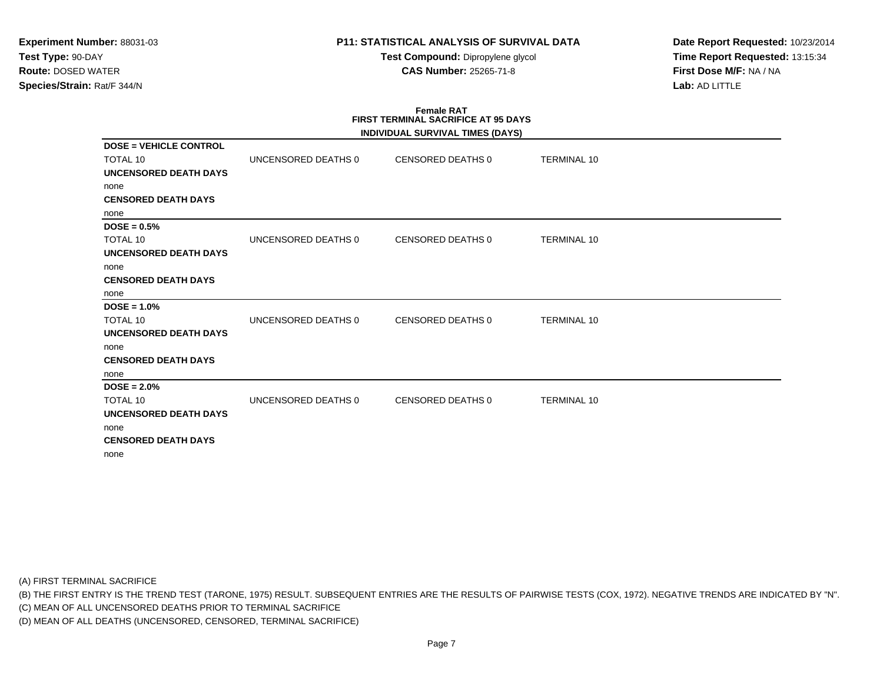**Experiment Number:** 88031-03
**Test Type:** 90-DAY
**Route:** DOSED WATER
**Species/Strain:** Rat/F 344/N

**P11: STATISTICAL ANALYSIS OF SURVIVAL DATA**
**Test Compound:** Dipropylene glycol
**CAS Number:** 25265-71-8

**Date Report Requested:** 10/23/2014
**Time Report Requested:** 13:15:34
**First Dose M/F:** NA / NA
**Lab:** AD LITTLE

## Female RAT
## FIRST TERMINAL SACRIFICE AT 95 DAYS
### INDIVIDUAL SURVIVAL TIMES (DAYS)

**DOSE = VEHICLE CONTROL**

| TOTAL 10 | UNCENSORED DEATHS 0 | CENSORED DEATHS 0 | TERMINAL 10 |
|---|---|---|---|

**UNCENSORED DEATH DAYS**
none
**CENSORED DEATH DAYS**
none

**DOSE = 0.5%**

| TOTAL 10 | UNCENSORED DEATHS 0 | CENSORED DEATHS 0 | TERMINAL 10 |
|---|---|---|---|

**UNCENSORED DEATH DAYS**
none
**CENSORED DEATH DAYS**
none

**DOSE = 1.0%**

| TOTAL 10 | UNCENSORED DEATHS 0 | CENSORED DEATHS 0 | TERMINAL 10 |
|---|---|---|---|

**UNCENSORED DEATH DAYS**
none
**CENSORED DEATH DAYS**
none

**DOSE = 2.0%**

| TOTAL 10 | UNCENSORED DEATHS 0 | CENSORED DEATHS 0 | TERMINAL 10 |
|---|---|---|---|

**UNCENSORED DEATH DAYS**
none
**CENSORED DEATH DAYS**
none

(A) FIRST TERMINAL SACRIFICE
(B) THE FIRST ENTRY IS THE TREND TEST (TARONE, 1975) RESULT. SUBSEQUENT ENTRIES ARE THE RESULTS OF PAIRWISE TESTS (COX, 1972). NEGATIVE TRENDS ARE INDICATED BY "N".
(C) MEAN OF ALL UNCENSORED DEATHS PRIOR TO TERMINAL SACRIFICE
(D) MEAN OF ALL DEATHS (UNCENSORED, CENSORED, TERMINAL SACRIFICE)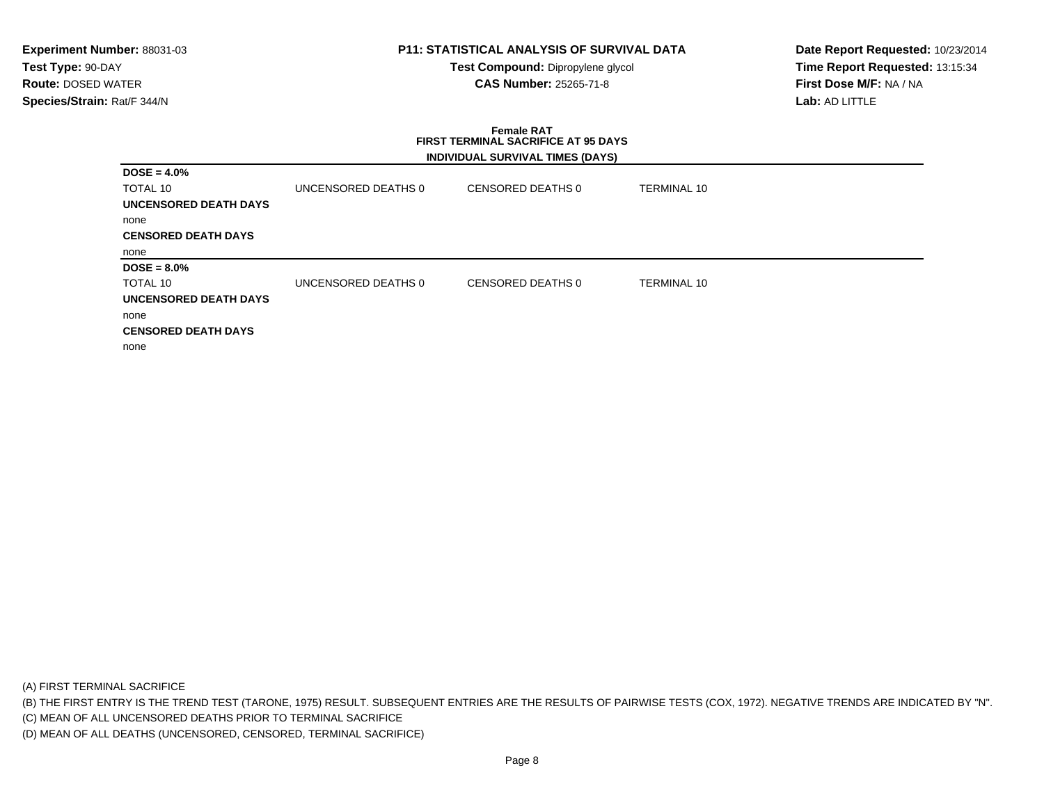**Experiment Number:** 88031-03
**Test Type:** 90-DAY
**Route:** DOSED WATER
**Species/Strain:** Rat/F 344/N

**P11: STATISTICAL ANALYSIS OF SURVIVAL DATA**
**Test Compound:** Dipropylene glycol
**CAS Number:** 25265-71-8

**Date Report Requested:** 10/23/2014
**Time Report Requested:** 13:15:34
**First Dose M/F:** NA / NA
**Lab:** AD LITTLE

**Female RAT**
**FIRST TERMINAL SACRIFICE AT 95 DAYS**
**INDIVIDUAL SURVIVAL TIMES (DAYS)**

**DOSE = 4.0%**

| TOTAL 10 | UNCENSORED DEATHS 0 | CENSORED DEATHS 0 | TERMINAL 10 |
|---|---|---|---|

**UNCENSORED DEATH DAYS**

none

**CENSORED DEATH DAYS**

none

**DOSE = 8.0%**

| TOTAL 10 | UNCENSORED DEATHS 0 | CENSORED DEATHS 0 | TERMINAL 10 |
|---|---|---|---|

**UNCENSORED DEATH DAYS**

none

**CENSORED DEATH DAYS**

none

(A) FIRST TERMINAL SACRIFICE
(B) THE FIRST ENTRY IS THE TREND TEST (TARONE, 1975) RESULT. SUBSEQUENT ENTRIES ARE THE RESULTS OF PAIRWISE TESTS (COX, 1972). NEGATIVE TRENDS ARE INDICATED BY "N".
(C) MEAN OF ALL UNCENSORED DEATHS PRIOR TO TERMINAL SACRIFICE
(D) MEAN OF ALL DEATHS (UNCENSORED, CENSORED, TERMINAL SACRIFICE)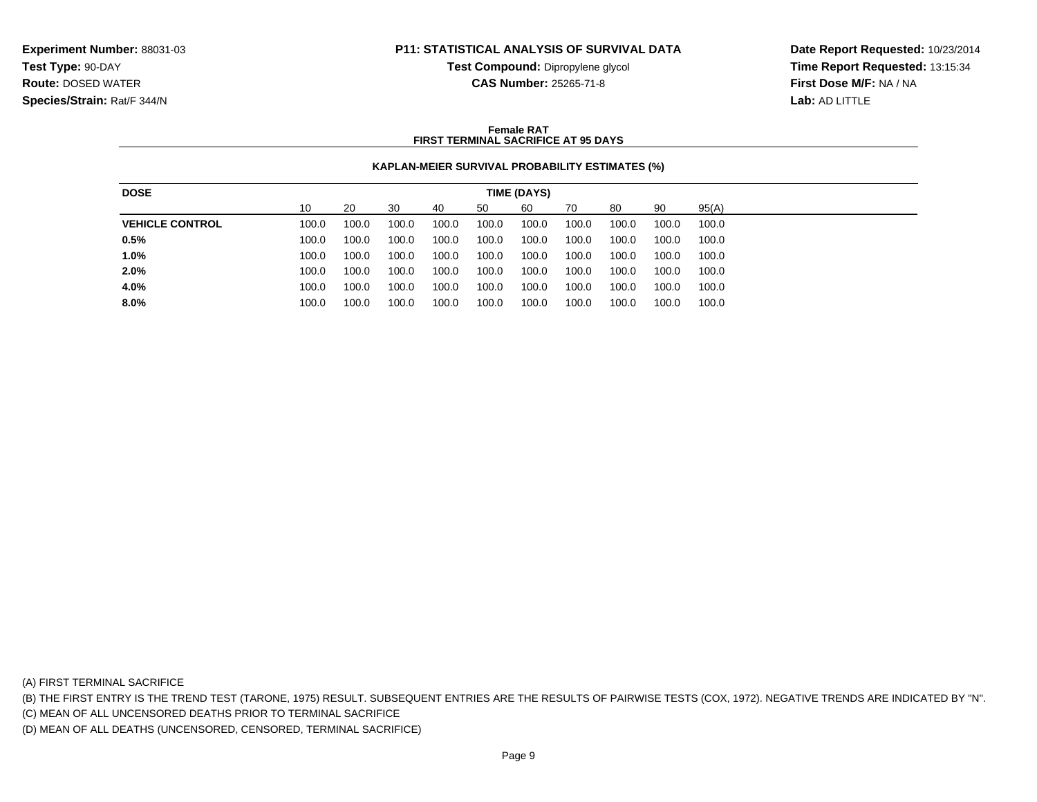**Experiment Number:** 88031-03
**Test Type:** 90-DAY
**Route:** DOSED WATER
**Species/Strain:** Rat/F 344/N

**P11: STATISTICAL ANALYSIS OF SURVIVAL DATA**
**Test Compound:** Dipropylene glycol
**CAS Number:** 25265-71-8

**Date Report Requested:** 10/23/2014
**Time Report Requested:** 13:15:34
**First Dose M/F:** NA / NA
**Lab:** AD LITTLE

**Female RAT**
**FIRST TERMINAL SACRIFICE AT 95 DAYS**

**KAPLAN-MEIER SURVIVAL PROBABILITY ESTIMATES (%)**

| DOSE | TIME (DAYS) | | | | | | | | | |
|---|---|---|---|---|---|---|---|---|---|---|
| | 10 | 20 | 30 | 40 | 50 | 60 | 70 | 80 | 90 | 95(A) |
| **VEHICLE CONTROL** | 100.0 | 100.0 | 100.0 | 100.0 | 100.0 | 100.0 | 100.0 | 100.0 | 100.0 | 100.0 |
| **0.5%** | 100.0 | 100.0 | 100.0 | 100.0 | 100.0 | 100.0 | 100.0 | 100.0 | 100.0 | 100.0 |
| **1.0%** | 100.0 | 100.0 | 100.0 | 100.0 | 100.0 | 100.0 | 100.0 | 100.0 | 100.0 | 100.0 |
| **2.0%** | 100.0 | 100.0 | 100.0 | 100.0 | 100.0 | 100.0 | 100.0 | 100.0 | 100.0 | 100.0 |
| **4.0%** | 100.0 | 100.0 | 100.0 | 100.0 | 100.0 | 100.0 | 100.0 | 100.0 | 100.0 | 100.0 |
| **8.0%** | 100.0 | 100.0 | 100.0 | 100.0 | 100.0 | 100.0 | 100.0 | 100.0 | 100.0 | 100.0 |

(A) FIRST TERMINAL SACRIFICE
(B) THE FIRST ENTRY IS THE TREND TEST (TARONE, 1975) RESULT. SUBSEQUENT ENTRIES ARE THE RESULTS OF PAIRWISE TESTS (COX, 1972). NEGATIVE TRENDS ARE INDICATED BY "N".
(C) MEAN OF ALL UNCENSORED DEATHS PRIOR TO TERMINAL SACRIFICE
(D) MEAN OF ALL DEATHS (UNCENSORED, CENSORED, TERMINAL SACRIFICE)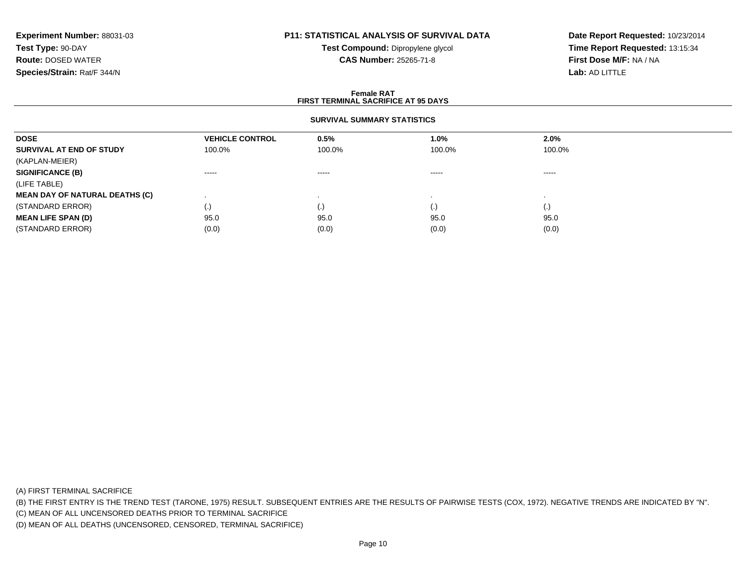**Experiment Number:** 88031-03
**Test Type:** 90-DAY
**Route:** DOSED WATER
**Species/Strain:** Rat/F 344/N

**P11: STATISTICAL ANALYSIS OF SURVIVAL DATA**
**Test Compound:** Dipropylene glycol
**CAS Number:** 25265-71-8

**Date Report Requested:** 10/23/2014
**Time Report Requested:** 13:15:34
**First Dose M/F:** NA / NA
**Lab:** AD LITTLE

**Female RAT**
**FIRST TERMINAL SACRIFICE AT 95 DAYS**

**SURVIVAL SUMMARY STATISTICS**

| DOSE | VEHICLE CONTROL | 0.5% | 1.0% | 2.0% |
|---|---|---|---|---|
| **SURVIVAL AT END OF STUDY** | 100.0% | 100.0% | 100.0% | 100.0% |
| (KAPLAN-MEIER) | | | | |
| **SIGNIFICANCE (B)** | ----- | ----- | ----- | ----- |
| (LIFE TABLE) | | | | |
| **MEAN DAY OF NATURAL DEATHS (C)** | . | . | . | . |
| (STANDARD ERROR) | (.) | (.) | (.) | (.) |
| **MEAN LIFE SPAN (D)** | 95.0 | 95.0 | 95.0 | 95.0 |
| (STANDARD ERROR) | (0.0) | (0.0) | (0.0) | (0.0) |

(A) FIRST TERMINAL SACRIFICE
(B) THE FIRST ENTRY IS THE TREND TEST (TARONE, 1975) RESULT. SUBSEQUENT ENTRIES ARE THE RESULTS OF PAIRWISE TESTS (COX, 1972). NEGATIVE TRENDS ARE INDICATED BY "N".
(C) MEAN OF ALL UNCENSORED DEATHS PRIOR TO TERMINAL SACRIFICE
(D) MEAN OF ALL DEATHS (UNCENSORED, CENSORED, TERMINAL SACRIFICE)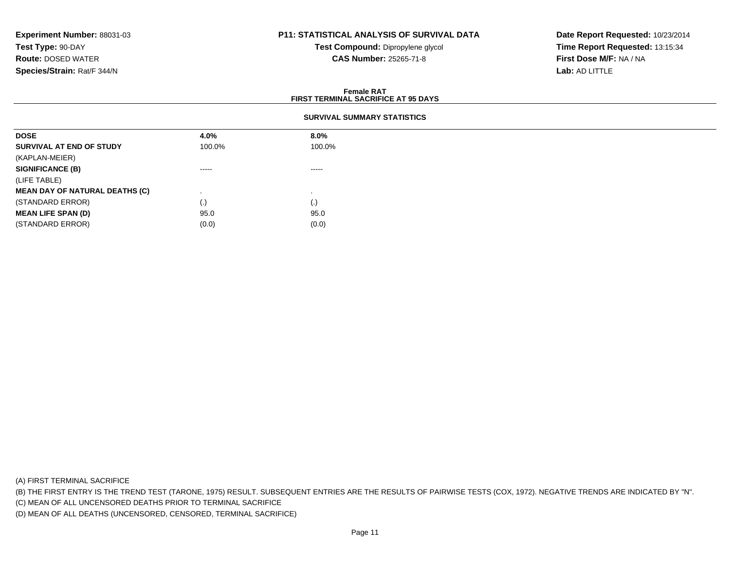**Experiment Number:** 88031-03
**Test Type:** 90-DAY
**Route:** DOSED WATER
**Species/Strain:** Rat/F 344/N

**P11: STATISTICAL ANALYSIS OF SURVIVAL DATA**
**Test Compound:** Dipropylene glycol
**CAS Number:** 25265-71-8

**Date Report Requested:** 10/23/2014
**Time Report Requested:** 13:15:34
**First Dose M/F:** NA / NA
**Lab:** AD LITTLE

**Female RAT**
**FIRST TERMINAL SACRIFICE AT 95 DAYS**

**SURVIVAL SUMMARY STATISTICS**

| **DOSE** | **4.0%** | **8.0%** |
|---|---|---|
| **SURVIVAL AT END OF STUDY** | 100.0% | 100.0% |
| (KAPLAN-MEIER) | | |
| **SIGNIFICANCE (B)** | ----- | ----- |
| (LIFE TABLE) | | |
| **MEAN DAY OF NATURAL DEATHS (C)** | . | . |
| (STANDARD ERROR) | (.) | (.) |
| **MEAN LIFE SPAN (D)** | 95.0 | 95.0 |
| (STANDARD ERROR) | (0.0) | (0.0) |

(A) FIRST TERMINAL SACRIFICE
(B) THE FIRST ENTRY IS THE TREND TEST (TARONE, 1975) RESULT. SUBSEQUENT ENTRIES ARE THE RESULTS OF PAIRWISE TESTS (COX, 1972). NEGATIVE TRENDS ARE INDICATED BY "N".
(C) MEAN OF ALL UNCENSORED DEATHS PRIOR TO TERMINAL SACRIFICE
(D) MEAN OF ALL DEATHS (UNCENSORED, CENSORED, TERMINAL SACRIFICE)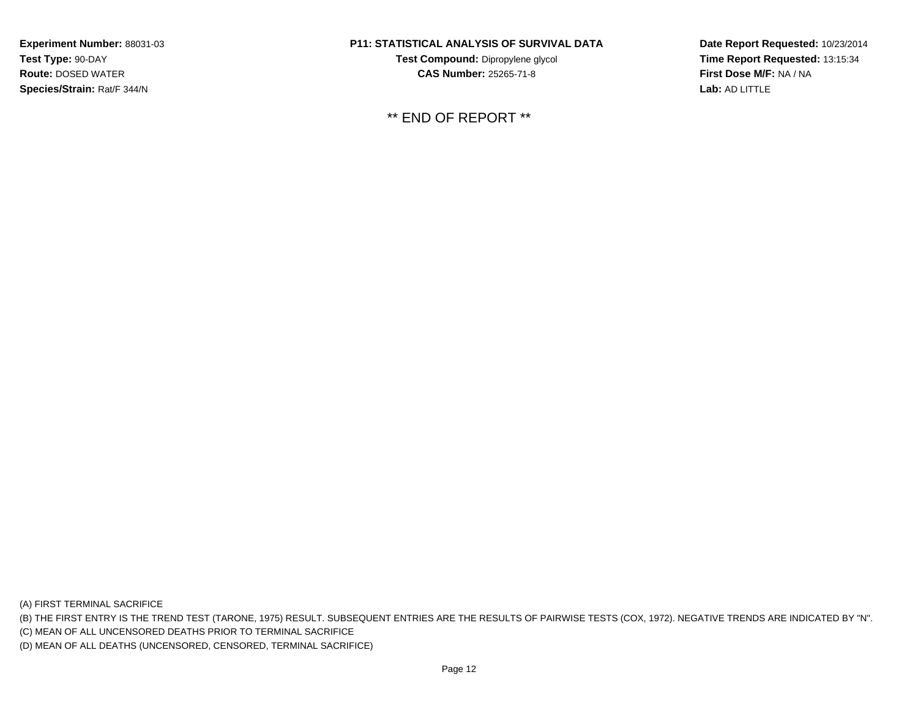**Experiment Number:** 88031-03
**Test Type:** 90-DAY
**Route:** DOSED WATER
**Species/Strain:** Rat/F 344/N

**P11: STATISTICAL ANALYSIS OF SURVIVAL DATA**
**Test Compound:** Dipropylene glycol
**CAS Number:** 25265-71-8

**Date Report Requested:** 10/23/2014
**Time Report Requested:** 13:15:34
**First Dose M/F:** NA / NA
**Lab:** AD LITTLE

** END OF REPORT **

(A) FIRST TERMINAL SACRIFICE
(B) THE FIRST ENTRY IS THE TREND TEST (TARONE, 1975) RESULT. SUBSEQUENT ENTRIES ARE THE RESULTS OF PAIRWISE TESTS (COX, 1972). NEGATIVE TRENDS ARE INDICATED BY "N".
(C) MEAN OF ALL UNCENSORED DEATHS PRIOR TO TERMINAL SACRIFICE
(D) MEAN OF ALL DEATHS (UNCENSORED, CENSORED, TERMINAL SACRIFICE)